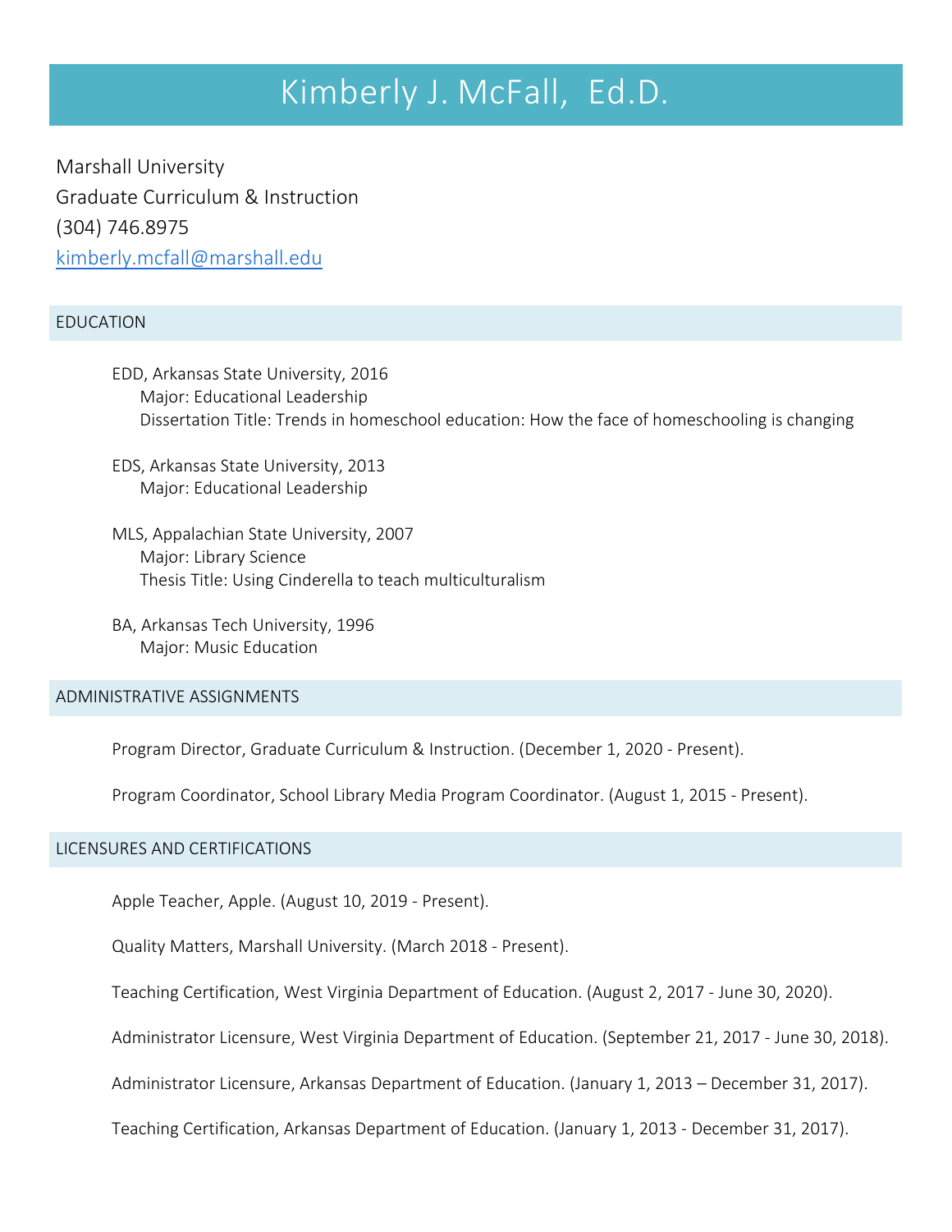# Kimberly J. McFall, Ed.D.

Marshall University
Graduate Curriculum & Instruction
(304) 746.8975
kimberly.mcfall@marshall.edu

## EDUCATION

EDD, Arkansas State University, 2016
Major: Educational Leadership
Dissertation Title: Trends in homeschool education: How the face of homeschooling is changing

EDS, Arkansas State University, 2013
Major: Educational Leadership

MLS, Appalachian State University, 2007
Major: Library Science
Thesis Title: Using Cinderella to teach multiculturalism

BA, Arkansas Tech University, 1996
Major: Music Education

## ADMINISTRATIVE ASSIGNMENTS

Program Director, Graduate Curriculum & Instruction. (December 1, 2020 - Present).

Program Coordinator, School Library Media Program Coordinator. (August 1, 2015 - Present).

## LICENSURES AND CERTIFICATIONS

Apple Teacher, Apple. (August 10, 2019 - Present).

Quality Matters, Marshall University. (March 2018 - Present).

Teaching Certification, West Virginia Department of Education. (August 2, 2017 - June 30, 2020).

Administrator Licensure, West Virginia Department of Education. (September 21, 2017 - June 30, 2018).

Administrator Licensure, Arkansas Department of Education. (January 1, 2013 – December 31, 2017).

Teaching Certification, Arkansas Department of Education. (January 1, 2013 - December 31, 2017).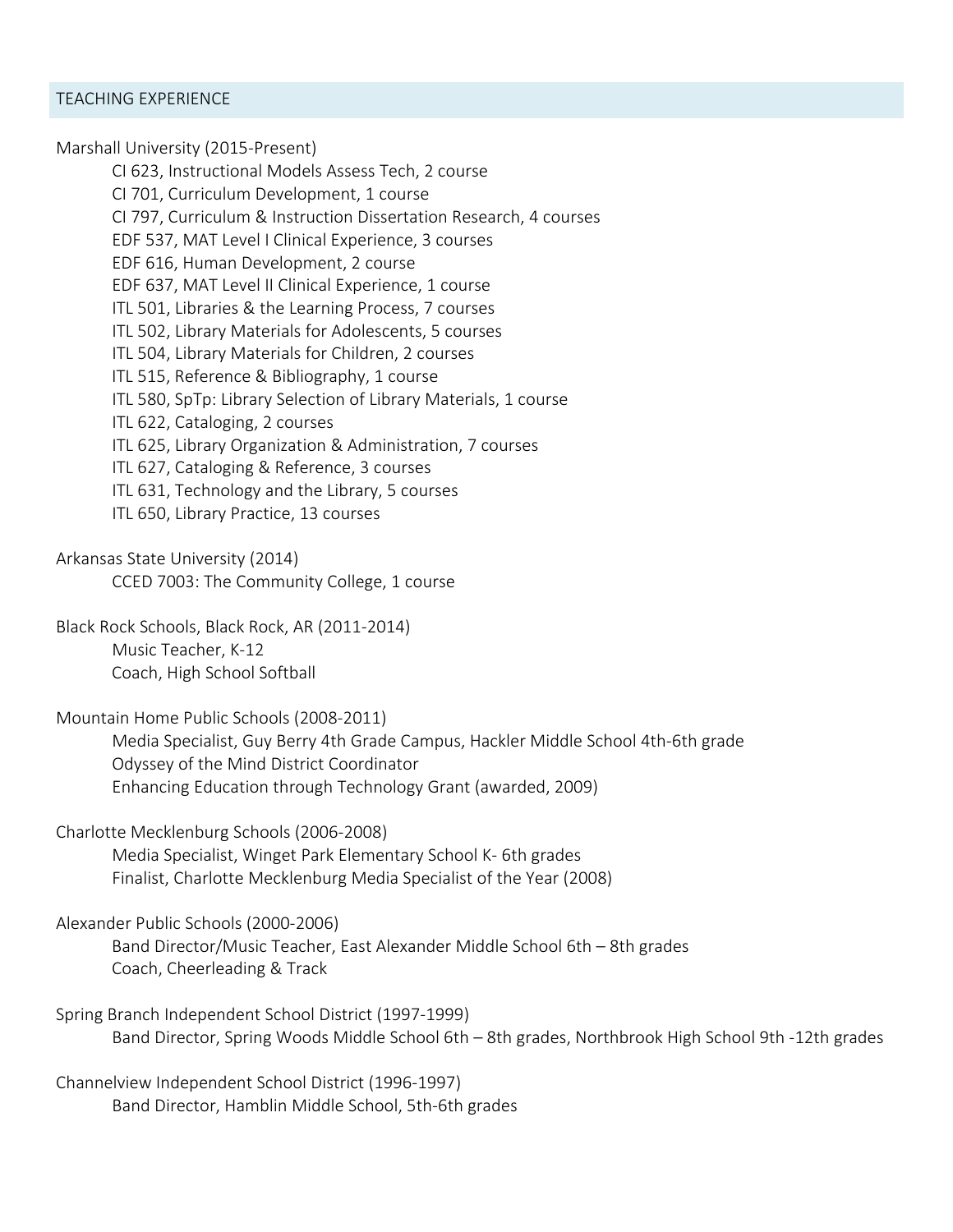## TEACHING EXPERIENCE

Marshall University (2015-Present)

- CI 623, Instructional Models Assess Tech, 2 course
- CI 701, Curriculum Development, 1 course
- CI 797, Curriculum & Instruction Dissertation Research, 4 courses
- EDF 537, MAT Level I Clinical Experience, 3 courses
- EDF 616, Human Development, 2 course
- EDF 637, MAT Level II Clinical Experience, 1 course
- ITL 501, Libraries & the Learning Process, 7 courses
- ITL 502, Library Materials for Adolescents, 5 courses
- ITL 504, Library Materials for Children, 2 courses
- ITL 515, Reference & Bibliography, 1 course
- ITL 580, SpTp: Library Selection of Library Materials, 1 course
- ITL 622, Cataloging, 2 courses
- ITL 625, Library Organization & Administration, 7 courses
- ITL 627, Cataloging & Reference, 3 courses
- ITL 631, Technology and the Library, 5 courses
- ITL 650, Library Practice, 13 courses

Arkansas State University (2014)

- CCED 7003: The Community College, 1 course

Black Rock Schools, Black Rock, AR (2011-2014)

- Music Teacher, K-12
- Coach, High School Softball

Mountain Home Public Schools (2008-2011)

- Media Specialist, Guy Berry 4th Grade Campus, Hackler Middle School 4th-6th grade
- Odyssey of the Mind District Coordinator
- Enhancing Education through Technology Grant (awarded, 2009)

Charlotte Mecklenburg Schools (2006-2008)

- Media Specialist, Winget Park Elementary School K- 6th grades
- Finalist, Charlotte Mecklenburg Media Specialist of the Year (2008)

Alexander Public Schools (2000-2006)

- Band Director/Music Teacher, East Alexander Middle School 6th – 8th grades
- Coach, Cheerleading & Track

Spring Branch Independent School District (1997-1999)

- Band Director, Spring Woods Middle School 6th – 8th grades, Northbrook High School 9th -12th grades

Channelview Independent School District (1996-1997)

- Band Director, Hamblin Middle School, 5th-6th grades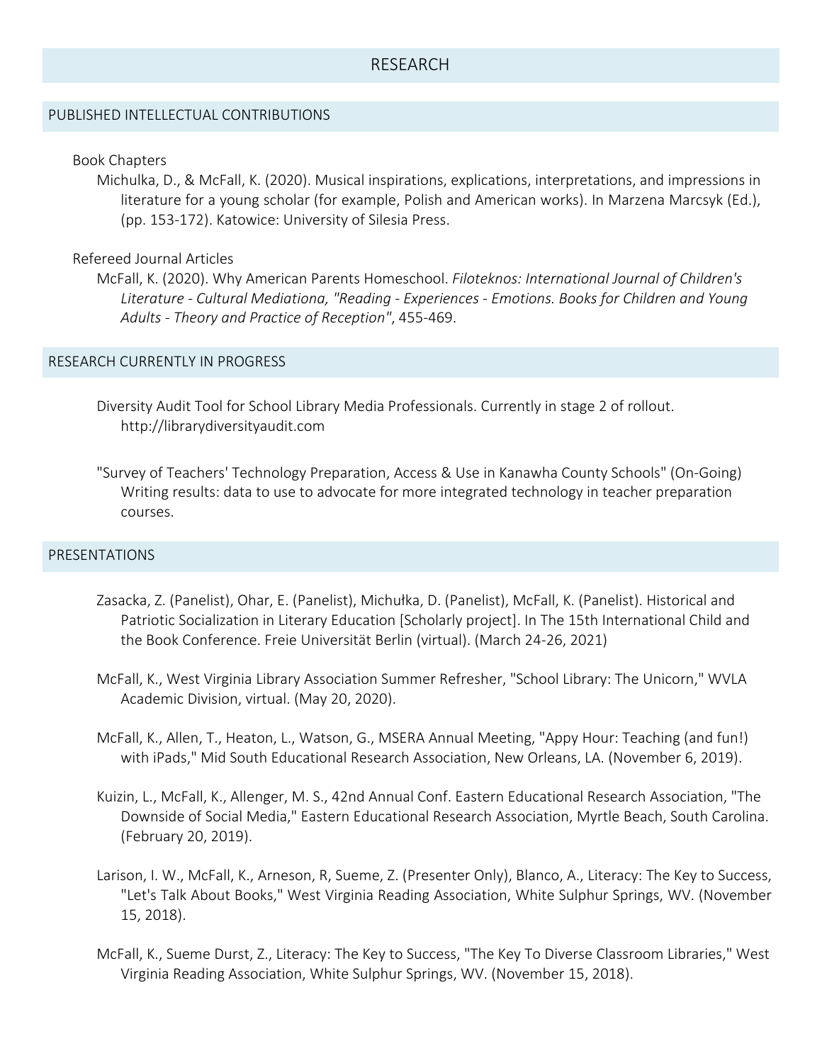# RESEARCH

## PUBLISHED INTELLECTUAL CONTRIBUTIONS

### Book Chapters

Michulka, D., & McFall, K. (2020). Musical inspirations, explications, interpretations, and impressions in literature for a young scholar (for example, Polish and American works). In Marzena Marcsyk (Ed.), (pp. 153-172). Katowice: University of Silesia Press.

### Refereed Journal Articles

McFall, K. (2020). Why American Parents Homeschool. *Filoteknos: International Journal of Children's Literature - Cultural Mediationa, "Reading - Experiences - Emotions. Books for Children and Young Adults - Theory and Practice of Reception"*, 455-469.

## RESEARCH CURRENTLY IN PROGRESS

Diversity Audit Tool for School Library Media Professionals. Currently in stage 2 of rollout. http://librarydiversityaudit.com

"Survey of Teachers' Technology Preparation, Access & Use in Kanawha County Schools" (On-Going) Writing results: data to use to advocate for more integrated technology in teacher preparation courses.

## PRESENTATIONS

Zasacka, Z. (Panelist), Ohar, E. (Panelist), Michułka, D. (Panelist), McFall, K. (Panelist). Historical and Patriotic Socialization in Literary Education [Scholarly project]. In The 15th International Child and the Book Conference. Freie Universität Berlin (virtual). (March 24-26, 2021)

McFall, K., West Virginia Library Association Summer Refresher, "School Library: The Unicorn," WVLA Academic Division, virtual. (May 20, 2020).

McFall, K., Allen, T., Heaton, L., Watson, G., MSERA Annual Meeting, "Appy Hour: Teaching (and fun!) with iPads," Mid South Educational Research Association, New Orleans, LA. (November 6, 2019).

Kuizin, L., McFall, K., Allenger, M. S., 42nd Annual Conf. Eastern Educational Research Association, "The Downside of Social Media," Eastern Educational Research Association, Myrtle Beach, South Carolina. (February 20, 2019).

Larison, I. W., McFall, K., Arneson, R, Sueme, Z. (Presenter Only), Blanco, A., Literacy: The Key to Success, "Let's Talk About Books," West Virginia Reading Association, White Sulphur Springs, WV. (November 15, 2018).

McFall, K., Sueme Durst, Z., Literacy: The Key to Success, "The Key To Diverse Classroom Libraries," West Virginia Reading Association, White Sulphur Springs, WV. (November 15, 2018).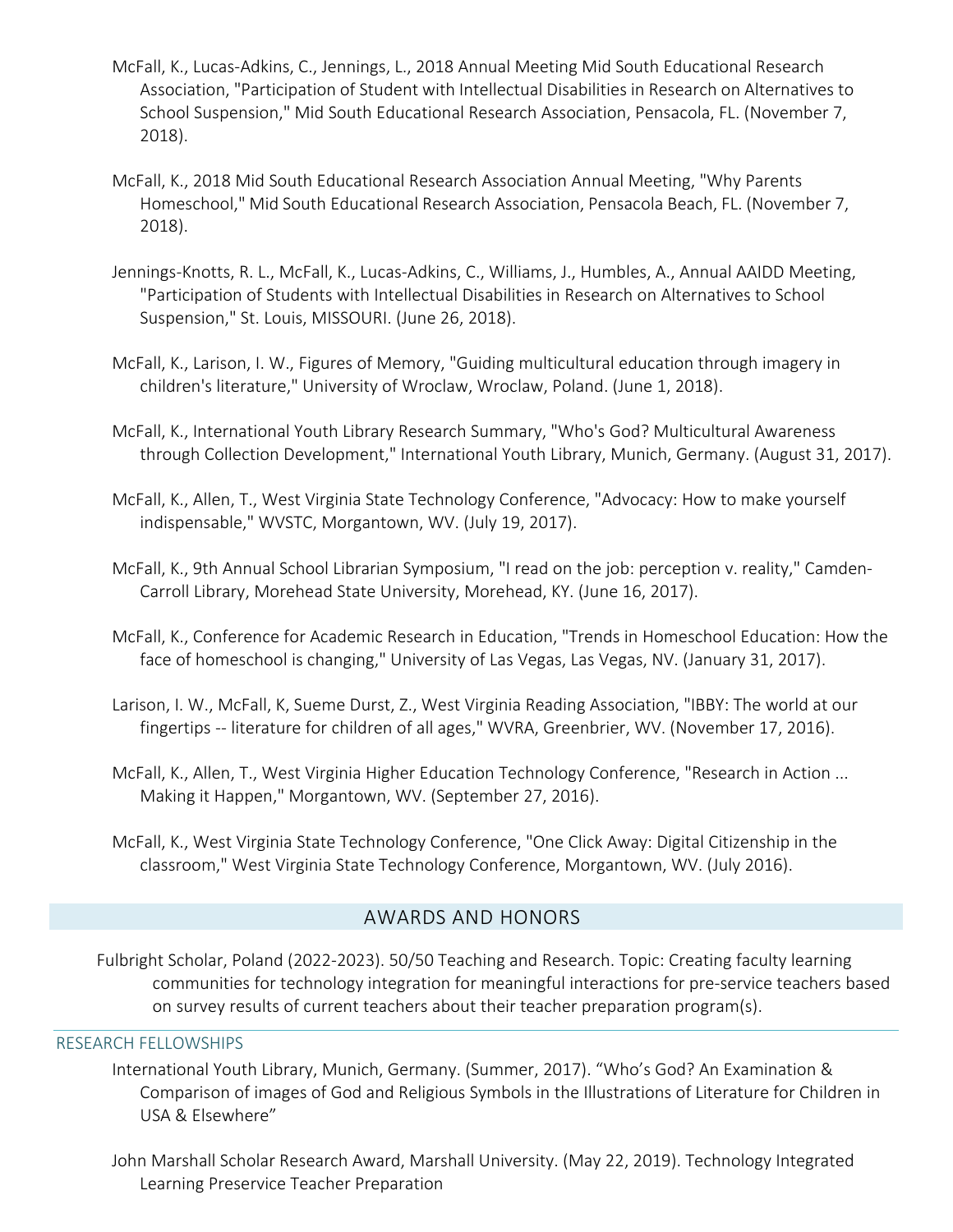McFall, K., Lucas-Adkins, C., Jennings, L., 2018 Annual Meeting Mid South Educational Research Association, "Participation of Student with Intellectual Disabilities in Research on Alternatives to School Suspension," Mid South Educational Research Association, Pensacola, FL. (November 7, 2018).

McFall, K., 2018 Mid South Educational Research Association Annual Meeting, "Why Parents Homeschool," Mid South Educational Research Association, Pensacola Beach, FL. (November 7, 2018).

Jennings-Knotts, R. L., McFall, K., Lucas-Adkins, C., Williams, J., Humbles, A., Annual AAIDD Meeting, "Participation of Students with Intellectual Disabilities in Research on Alternatives to School Suspension," St. Louis, MISSOURI. (June 26, 2018).

McFall, K., Larison, I. W., Figures of Memory, "Guiding multicultural education through imagery in children's literature," University of Wroclaw, Wroclaw, Poland. (June 1, 2018).

McFall, K., International Youth Library Research Summary, "Who's God? Multicultural Awareness through Collection Development," International Youth Library, Munich, Germany. (August 31, 2017).

McFall, K., Allen, T., West Virginia State Technology Conference, "Advocacy: How to make yourself indispensable," WVSTC, Morgantown, WV. (July 19, 2017).

McFall, K., 9th Annual School Librarian Symposium, "I read on the job: perception v. reality," Camden-Carroll Library, Morehead State University, Morehead, KY. (June 16, 2017).

McFall, K., Conference for Academic Research in Education, "Trends in Homeschool Education: How the face of homeschool is changing," University of Las Vegas, Las Vegas, NV. (January 31, 2017).

Larison, I. W., McFall, K, Sueme Durst, Z., West Virginia Reading Association, "IBBY: The world at our fingertips -- literature for children of all ages," WVRA, Greenbrier, WV. (November 17, 2016).

McFall, K., Allen, T., West Virginia Higher Education Technology Conference, "Research in Action ... Making it Happen," Morgantown, WV. (September 27, 2016).

McFall, K., West Virginia State Technology Conference, "One Click Away: Digital Citizenship in the classroom," West Virginia State Technology Conference, Morgantown, WV. (July 2016).

## AWARDS AND HONORS

Fulbright Scholar, Poland (2022-2023). 50/50 Teaching and Research. Topic: Creating faculty learning communities for technology integration for meaningful interactions for pre-service teachers based on survey results of current teachers about their teacher preparation program(s).

### RESEARCH FELLOWSHIPS

International Youth Library, Munich, Germany. (Summer, 2017). "Who's God? An Examination & Comparison of images of God and Religious Symbols in the Illustrations of Literature for Children in USA & Elsewhere"

John Marshall Scholar Research Award, Marshall University. (May 22, 2019). Technology Integrated Learning Preservice Teacher Preparation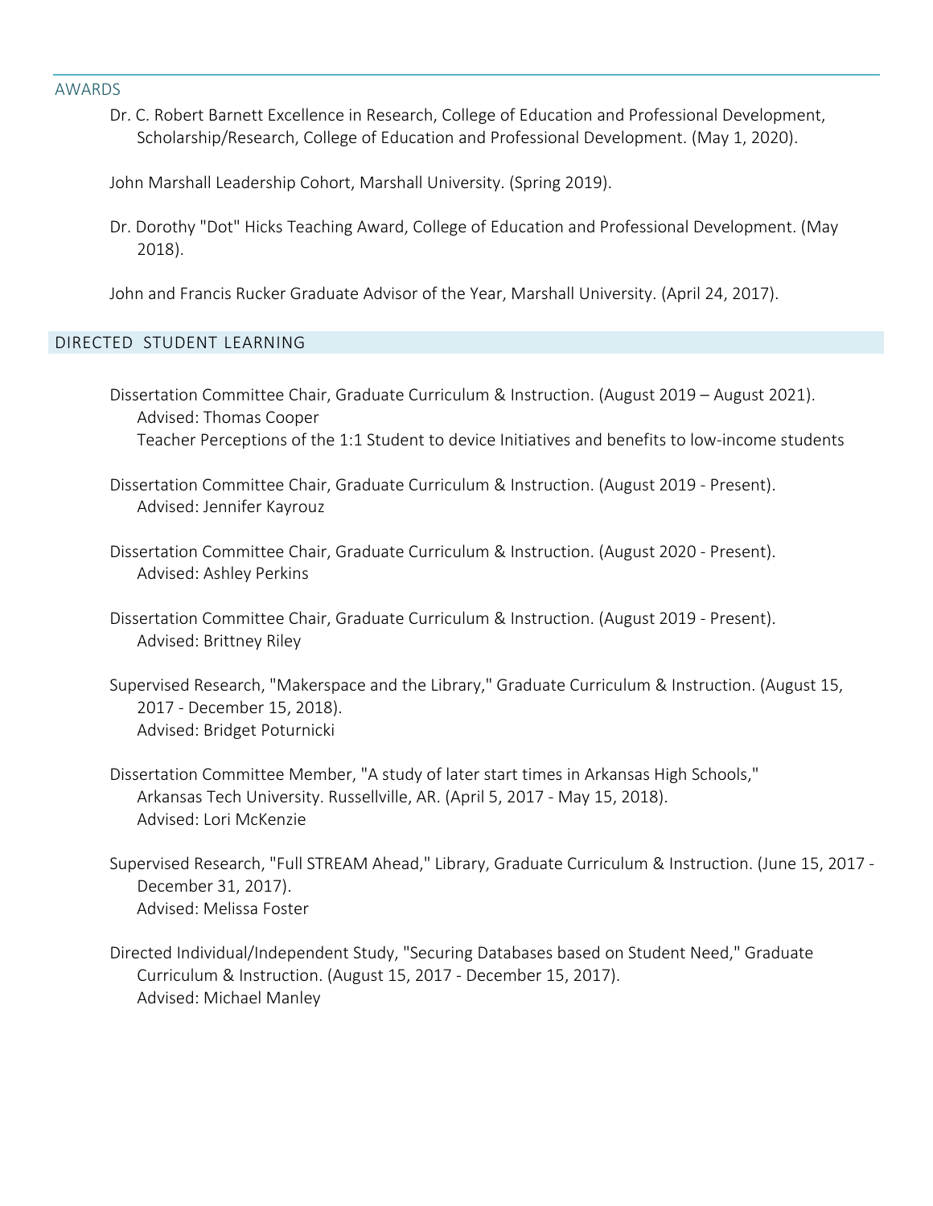## AWARDS

Dr. C. Robert Barnett Excellence in Research, College of Education and Professional Development, Scholarship/Research, College of Education and Professional Development. (May 1, 2020).

John Marshall Leadership Cohort, Marshall University. (Spring 2019).

Dr. Dorothy "Dot" Hicks Teaching Award, College of Education and Professional Development. (May 2018).

John and Francis Rucker Graduate Advisor of the Year, Marshall University. (April 24, 2017).

## DIRECTED STUDENT LEARNING

Dissertation Committee Chair, Graduate Curriculum & Instruction. (August 2019 – August 2021).
Advised: Thomas Cooper
Teacher Perceptions of the 1:1 Student to device Initiatives and benefits to low-income students

Dissertation Committee Chair, Graduate Curriculum & Instruction. (August 2019 - Present).
Advised: Jennifer Kayrouz

Dissertation Committee Chair, Graduate Curriculum & Instruction. (August 2020 - Present).
Advised: Ashley Perkins

Dissertation Committee Chair, Graduate Curriculum & Instruction. (August 2019 - Present).
Advised: Brittney Riley

Supervised Research, "Makerspace and the Library," Graduate Curriculum & Instruction. (August 15, 2017 - December 15, 2018).
Advised: Bridget Poturnicki

Dissertation Committee Member, "A study of later start times in Arkansas High Schools," Arkansas Tech University. Russellville, AR. (April 5, 2017 - May 15, 2018).
Advised: Lori McKenzie

Supervised Research, "Full STREAM Ahead," Library, Graduate Curriculum & Instruction. (June 15, 2017 - December 31, 2017).
Advised: Melissa Foster

Directed Individual/Independent Study, "Securing Databases based on Student Need," Graduate Curriculum & Instruction. (August 15, 2017 - December 15, 2017).
Advised: Michael Manley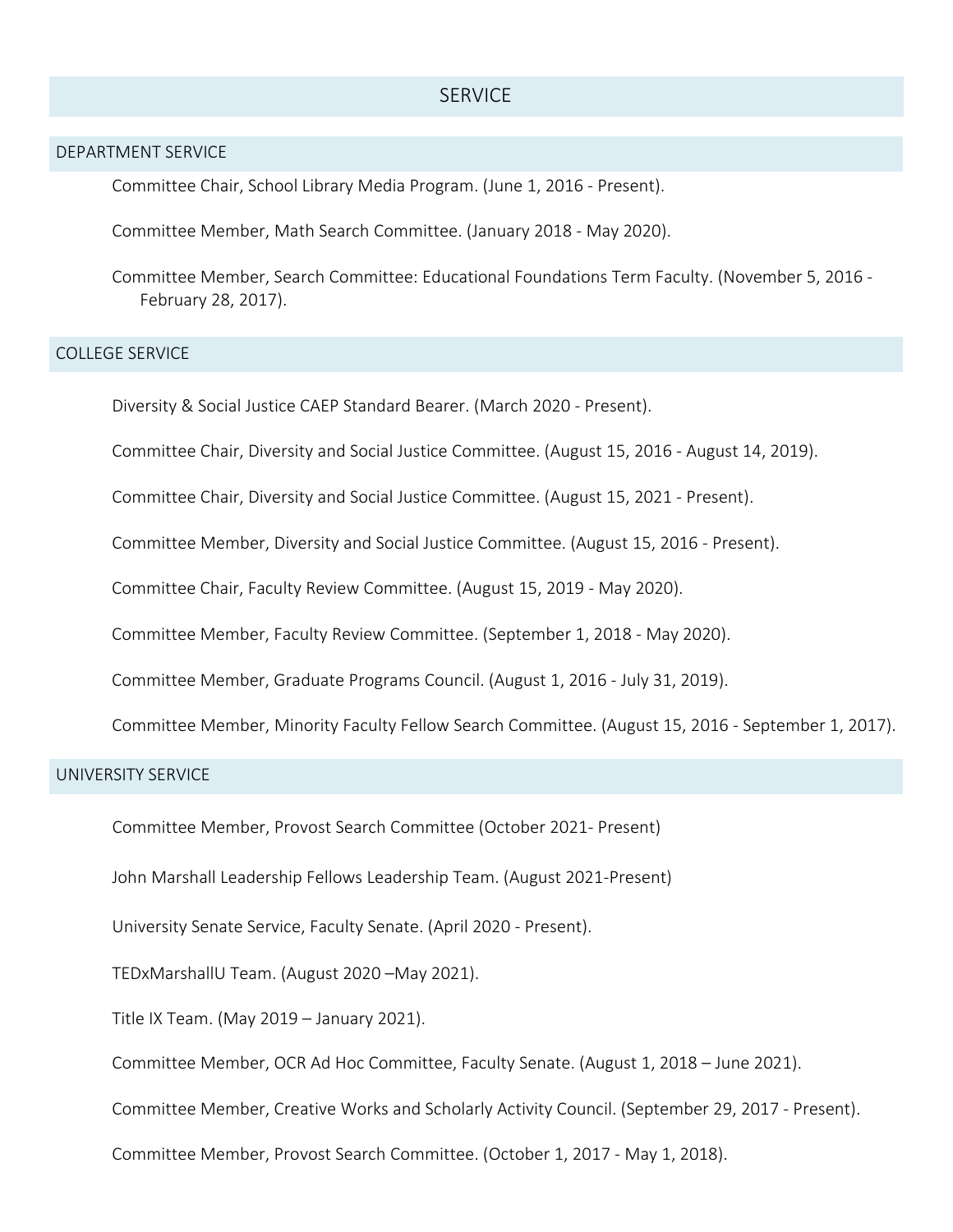# SERVICE

## DEPARTMENT SERVICE

Committee Chair, School Library Media Program. (June 1, 2016 - Present).

Committee Member, Math Search Committee. (January 2018 - May 2020).

Committee Member, Search Committee: Educational Foundations Term Faculty. (November 5, 2016 - February 28, 2017).

## COLLEGE SERVICE

Diversity & Social Justice CAEP Standard Bearer. (March 2020 - Present).

Committee Chair, Diversity and Social Justice Committee. (August 15, 2016 - August 14, 2019).

Committee Chair, Diversity and Social Justice Committee. (August 15, 2021 - Present).

Committee Member, Diversity and Social Justice Committee. (August 15, 2016 - Present).

Committee Chair, Faculty Review Committee. (August 15, 2019 - May 2020).

Committee Member, Faculty Review Committee. (September 1, 2018 - May 2020).

Committee Member, Graduate Programs Council. (August 1, 2016 - July 31, 2019).

Committee Member, Minority Faculty Fellow Search Committee. (August 15, 2016 - September 1, 2017).

## UNIVERSITY SERVICE

Committee Member, Provost Search Committee (October 2021- Present)

John Marshall Leadership Fellows Leadership Team. (August 2021-Present)

University Senate Service, Faculty Senate. (April 2020 - Present).

TEDxMarshallU Team. (August 2020 –May 2021).

Title IX Team. (May 2019 – January 2021).

Committee Member, OCR Ad Hoc Committee, Faculty Senate. (August 1, 2018 – June 2021).

Committee Member, Creative Works and Scholarly Activity Council. (September 29, 2017 - Present).

Committee Member, Provost Search Committee. (October 1, 2017 - May 1, 2018).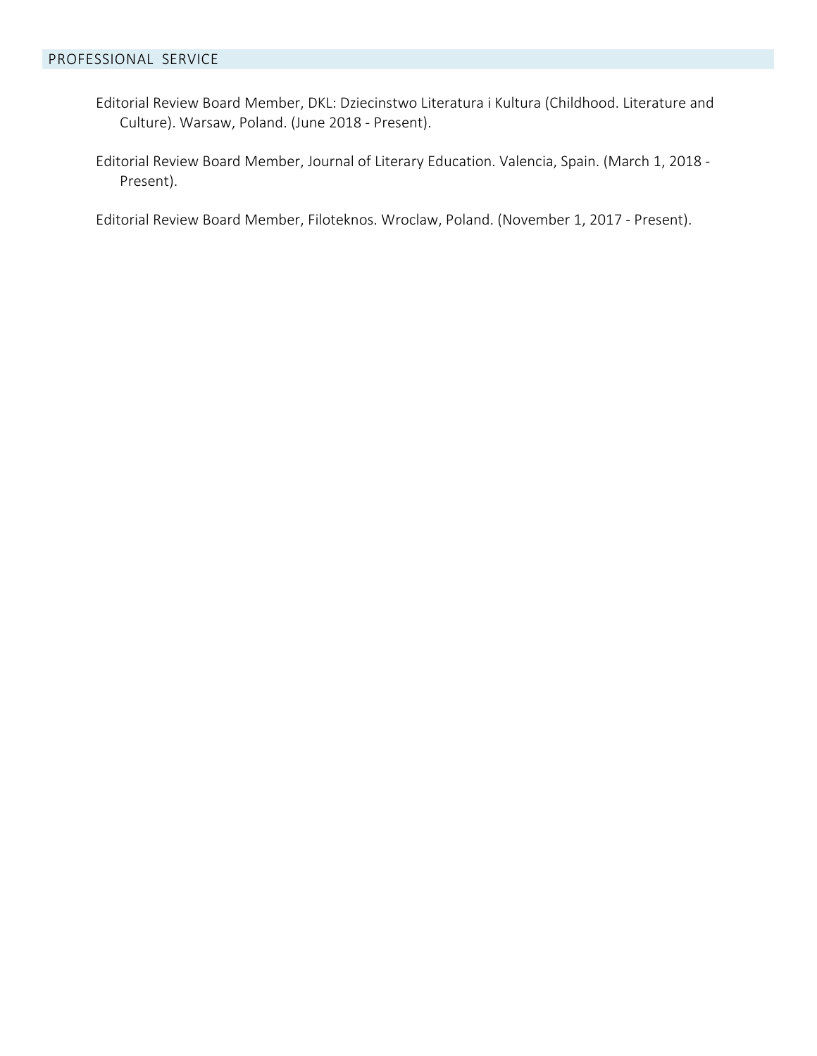## PROFESSIONAL SERVICE

Editorial Review Board Member, DKL: Dziecinstwo Literatura i Kultura (Childhood. Literature and Culture). Warsaw, Poland. (June 2018 - Present).

Editorial Review Board Member, Journal of Literary Education. Valencia, Spain. (March 1, 2018 - Present).

Editorial Review Board Member, Filoteknos. Wroclaw, Poland. (November 1, 2017 - Present).